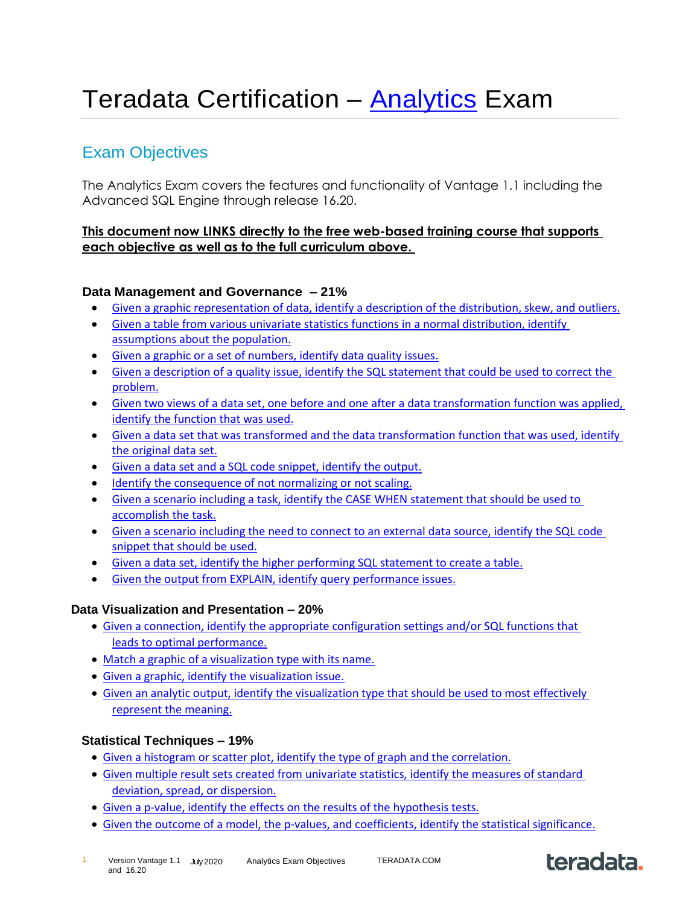# Teradata Certification – Analytics Exam

## Exam Objectives

The Analytics Exam covers the features and functionality of Vantage 1.1 including the Advanced SQL Engine through release 16.20.

**This document now LINKS directly to the free web-based training course that supports each objective as well as to the full curriculum above.**

### Data Management and Governance – 21%

- Given a graphic representation of data, identify a description of the distribution, skew, and outliers.
- Given a table from various univariate statistics functions in a normal distribution, identify assumptions about the population.
- Given a graphic or a set of numbers, identify data quality issues.
- Given a description of a quality issue, identify the SQL statement that could be used to correct the problem.
- Given two views of a data set, one before and one after a data transformation function was applied, identify the function that was used.
- Given a data set that was transformed and the data transformation function that was used, identify the original data set.
- Given a data set and a SQL code snippet, identify the output.
- Identify the consequence of not normalizing or not scaling.
- Given a scenario including a task, identify the CASE WHEN statement that should be used to accomplish the task.
- Given a scenario including the need to connect to an external data source, identify the SQL code snippet that should be used.
- Given a data set, identify the higher performing SQL statement to create a table.
- Given the output from EXPLAIN, identify query performance issues.

### Data Visualization and Presentation – 20%

- Given a connection, identify the appropriate configuration settings and/or SQL functions that leads to optimal performance.
- Match a graphic of a visualization type with its name.
- Given a graphic, identify the visualization issue.
- Given an analytic output, identify the visualization type that should be used to most effectively represent the meaning.

### Statistical Techniques – 19%

- Given a histogram or scatter plot, identify the type of graph and the correlation.
- Given multiple result sets created from univariate statistics, identify the measures of standard deviation, spread, or dispersion.
- Given a p-value, identify the effects on the results of the hypothesis tests.
- Given the outcome of a model, the p-values, and coefficients, identify the statistical significance.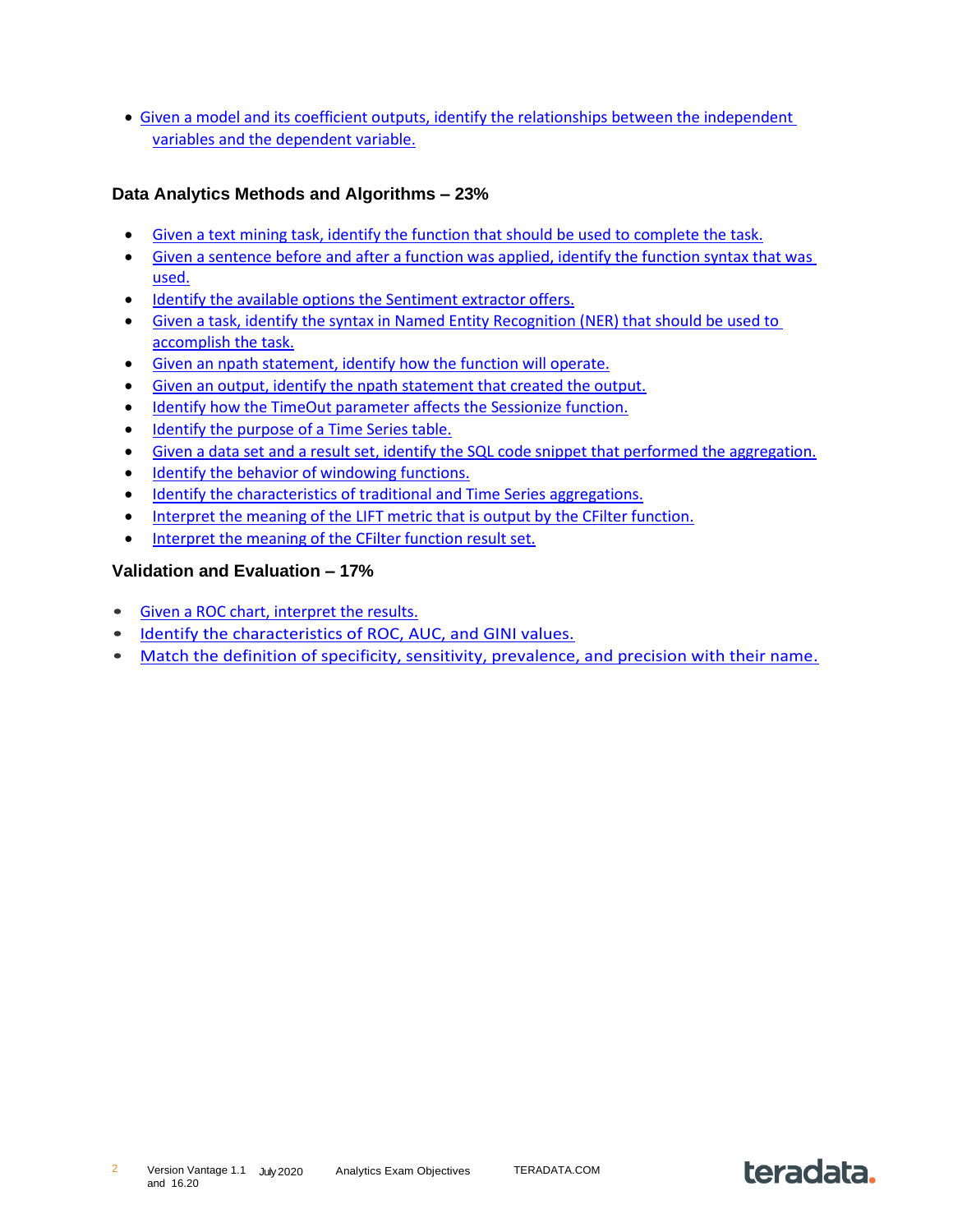- Given a model and its coefficient outputs, identify the relationships between the independent variables and the dependent variable.

### Data Analytics Methods and Algorithms – 23%

- Given a text mining task, identify the function that should be used to complete the task.
- Given a sentence before and after a function was applied, identify the function syntax that was used.
- Identify the available options the Sentiment extractor offers.
- Given a task, identify the syntax in Named Entity Recognition (NER) that should be used to accomplish the task.
- Given an npath statement, identify how the function will operate.
- Given an output, identify the npath statement that created the output.
- Identify how the TimeOut parameter affects the Sessionize function.
- Identify the purpose of a Time Series table.
- Given a data set and a result set, identify the SQL code snippet that performed the aggregation.
- Identify the behavior of windowing functions.
- Identify the characteristics of traditional and Time Series aggregations.
- Interpret the meaning of the LIFT metric that is output by the CFilter function.
- Interpret the meaning of the CFilter function result set.

### Validation and Evaluation – 17%

- Given a ROC chart, interpret the results.
- Identify the characteristics of ROC, AUC, and GINI values.
- Match the definition of specificity, sensitivity, prevalence, and precision with their name.